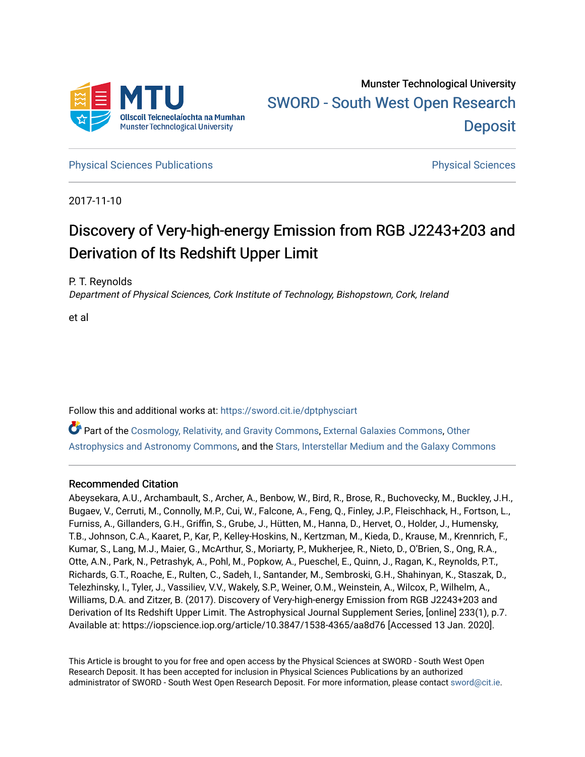Munster Technological University

SWORD - South West Open Research Deposit

Physical Sciences Publications

Physical Sciences

2017-11-10

# Discovery of Very-high-energy Emission from RGB J2243+203 and Derivation of Its Redshift Upper Limit

P. T. Reynolds

*Department of Physical Sciences, Cork Institute of Technology, Bishopstown, Cork, Ireland*

et al

Follow this and additional works at: https://sword.cit.ie/dptphysciart

Part of the Cosmology, Relativity, and Gravity Commons, External Galaxies Commons, Other Astrophysics and Astronomy Commons, and the Stars, Interstellar Medium and the Galaxy Commons

## Recommended Citation

Abeysekara, A.U., Archambault, S., Archer, A., Benbow, W., Bird, R., Brose, R., Buchovecky, M., Buckley, J.H., Bugaev, V., Cerruti, M., Connolly, M.P., Cui, W., Falcone, A., Feng, Q., Finley, J.P., Fleischhack, H., Fortson, L., Furniss, A., Gillanders, G.H., Griffin, S., Grube, J., Hütten, M., Hanna, D., Hervet, O., Holder, J., Humensky, T.B., Johnson, C.A., Kaaret, P., Kar, P., Kelley-Hoskins, N., Kertzman, M., Kieda, D., Krause, M., Krennrich, F., Kumar, S., Lang, M.J., Maier, G., McArthur, S., Moriarty, P., Mukherjee, R., Nieto, D., O'Brien, S., Ong, R.A., Otte, A.N., Park, N., Petrashyk, A., Pohl, M., Popkow, A., Pueschel, E., Quinn, J., Ragan, K., Reynolds, P.T., Richards, G.T., Roache, E., Rulten, C., Sadeh, I., Santander, M., Sembroski, G.H., Shahinyan, K., Staszak, D., Telezhinsky, I., Tyler, J., Vassiliev, V.V., Wakely, S.P., Weiner, O.M., Weinstein, A., Wilcox, P., Wilhelm, A., Williams, D.A. and Zitzer, B. (2017). Discovery of Very-high-energy Emission from RGB J2243+203 and Derivation of Its Redshift Upper Limit. The Astrophysical Journal Supplement Series, [online] 233(1), p.7. Available at: https://iopscience.iop.org/article/10.3847/1538-4365/aa8d76 [Accessed 13 Jan. 2020].

This Article is brought to you for free and open access by the Physical Sciences at SWORD - South West Open Research Deposit. It has been accepted for inclusion in Physical Sciences Publications by an authorized administrator of SWORD - South West Open Research Deposit. For more information, please contact sword@cit.ie.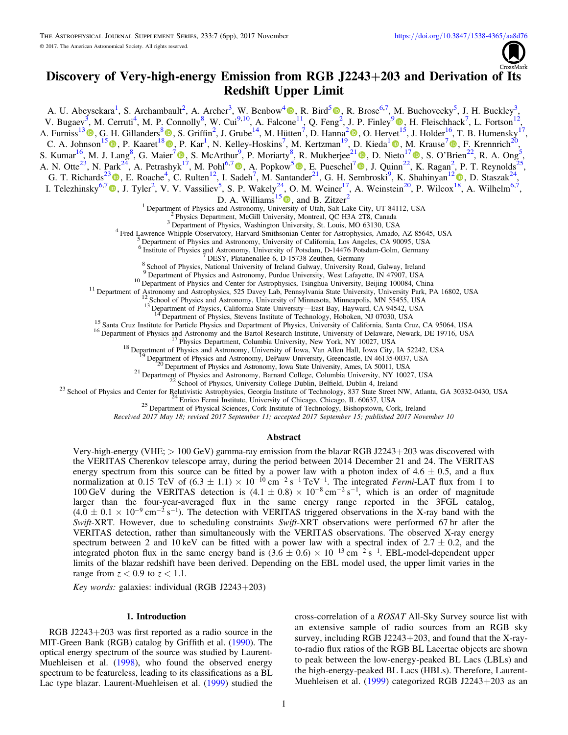# Discovery of Very-high-energy Emission from RGB J2243+203 and Derivation of Its Redshift Upper Limit

A. U. Abeysekara[1], S. Archambault[2], A. Archer[3], W. Benbow[4], R. Bird[5], R. Brose[6,7], M. Buchovecky[5], J. H. Buckley[3], V. Bugaev[3], M. Cerruti[4], M. P. Connolly[8], W. Cui[9,10], A. Falcone[11], Q. Feng[2], J. P. Finley[9], H. Fleischhack[7], L. Fortson[12], A. Furniss[13], G. H. Gillanders[8], S. Griffin[2], J. Grube[14], M. Hütten[7], D. Hanna[2], O. Hervet[15], J. Holder[16], T. B. Humensky[17], C. A. Johnson[15], P. Kaaret[18], P. Kar[1], N. Kelley-Hoskins[7], M. Kertzman[19], D. Kieda[1], M. Krause[7], F. Krennrich[20], S. Kumar[16], M. J. Lang[8], G. Maier[7], S. McArthur[9], P. Moriarty[8], R. Mukherjee[21], D. Nieto[17], S. O'Brien[22], R. A. Ong[5], A. N. Otte[23], N. Park[24], A. Petrashyk[17], M. Pohl[6,7], A. Popkow[5], E. Pueschel[7], J. Quinn[22], K. Ragan[2], P. T. Reynolds[25], G. T. Richards[23], E. Roache[4], C. Rulten[12], I. Sadeh[7], M. Santander[21], G. H. Sembroski[9], K. Shahinyan[12], D. Staszak[24], I. Telezhinsky[6,7], J. Tyler[2], V. V. Vassiliev[5], S. P. Wakely[24], O. M. Weiner[17], A. Weinstein[20], P. Wilcox[18], A. Wilhelm[6,7], D. A. Williams[15], and B. Zitzer[2]

[1] Department of Physics and Astronomy, University of Utah, Salt Lake City, UT 84112, USA
[2] Physics Department, McGill University, Montreal, QC H3A 2T8, Canada
[3] Department of Physics, Washington University, St. Louis, MO 63130, USA
[4] Fred Lawrence Whipple Observatory, Harvard-Smithsonian Center for Astrophysics, Amado, AZ 85645, USA
[5] Department of Physics and Astronomy, University of California, Los Angeles, CA 90095, USA
[6] Institute of Physics and Astronomy, University of Potsdam, D-14476 Potsdam-Golm, Germany
[7] DESY, Platanenallee 6, D-15738 Zeuthen, Germany
[8] School of Physics, National University of Ireland Galway, University Road, Galway, Ireland
[9] Department of Physics and Astronomy, Purdue University, West Lafayette, IN 47907, USA
[10] Department of Physics and Center for Astrophysics, Tsinghua University, Beijing 100084, China
[11] Department of Astronomy and Astrophysics, 525 Davey Lab, Pennsylvania State University, University Park, PA 16802, USA
[12] School of Physics and Astronomy, University of Minnesota, Minneapolis, MN 55455, USA
[13] Department of Physics, California State University—East Bay, Hayward, CA 94542, USA
[14] Department of Physics, Stevens Institute of Technology, Hoboken, NJ 07030, USA
[15] Santa Cruz Institute for Particle Physics and Department of Physics, University of California, Santa Cruz, CA 95064, USA
[16] Department of Physics and Astronomy and the Bartol Research Institute, University of Delaware, Newark, DE 19716, USA
[17] Physics Department, Columbia University, New York, NY 10027, USA
[18] Department of Physics and Astronomy, University of Iowa, Van Allen Hall, Iowa City, IA 52242, USA
[19] Department of Physics and Astronomy, DePauw University, Greencastle, IN 46135-0037, USA
[20] Department of Physics and Astronomy, Iowa State University, Ames, IA 50011, USA
[21] Department of Physics and Astronomy, Barnard College, Columbia University, NY 10027, USA
[22] School of Physics, University College Dublin, Belfield, Dublin 4, Ireland
[23] School of Physics and Center for Relativistic Astrophysics, Georgia Institute of Technology, 837 State Street NW, Atlanta, GA 30332-0430, USA
[24] Enrico Fermi Institute, University of Chicago, Chicago, IL 60637, USA
[25] Department of Physical Sciences, Cork Institute of Technology, Bishopstown, Cork, Ireland

*Received 2017 May 18; revised 2017 September 11; accepted 2017 September 15; published 2017 November 10*

## Abstract

Very-high-energy (VHE; > 100 GeV) gamma-ray emission from the blazar RGB J2243+203 was discovered with the VERITAS Cherenkov telescope array, during the period between 2014 December 21 and 24. The VERITAS energy spectrum from this source can be fitted by a power law with a photon index of $4.6 \pm 0.5$, and a flux normalization at 0.15 TeV of $(6.3 \pm 1.1) \times 10^{-10}\ \mathrm{cm^{-2}\ s^{-1}\ TeV^{-1}}$. The integrated *Fermi*-LAT flux from 1 to 100 GeV during the VERITAS detection is $(4.1 \pm 0.8) \times 10^{-8}\ \mathrm{cm^{-2}\ s^{-1}}$, which is an order of magnitude larger than the four-year-averaged flux in the same energy range reported in the 3FGL catalog, $(4.0 \pm 0.1 \times 10^{-9}\ \mathrm{cm^{-2}\ s^{-1}})$. The detection with VERITAS triggered observations in the X-ray band with the *Swift*-XRT. However, due to scheduling constraints *Swift*-XRT observations were performed 67 hr after the VERITAS detection, rather than simultaneously with the VERITAS observations. The observed X-ray energy spectrum between 2 and 10 keV can be fitted with a power law with a spectral index of $2.7 \pm 0.2$, and the integrated photon flux in the same energy band is $(3.6 \pm 0.6) \times 10^{-13}\ \mathrm{cm^{-2}\ s^{-1}}$. EBL-model-dependent upper limits of the blazar redshift have been derived. Depending on the EBL model used, the upper limit varies in the range from $z < 0.9$ to $z < 1.1$.

*Key words:* galaxies: individual (RGB J2243+203)

## 1. Introduction

RGB J2243+203 was first reported as a radio source in the MIT-Green Bank (RGB) catalog by Griffith et al. (1990). The optical energy spectrum of the source was studied by Laurent-Muehleisen et al. (1998), who found the observed energy spectrum to be featureless, leading to its classifications as a BL Lac type blazar. Laurent-Muehleisen et al. (1999) studied the cross-correlation of a *ROSAT* All-Sky Survey source list with an extensive sample of radio sources from an RGB sky survey, including RGB J2243+203, and found that the X-ray-to-radio flux ratios of the RGB BL Lacertae objects are shown to peak between the low-energy-peaked BL Lacs (LBLs) and the high-energy-peaked BL Lacs (HBLs). Therefore, Laurent-Muehleisen et al. (1999) categorized RGB J2243+203 as an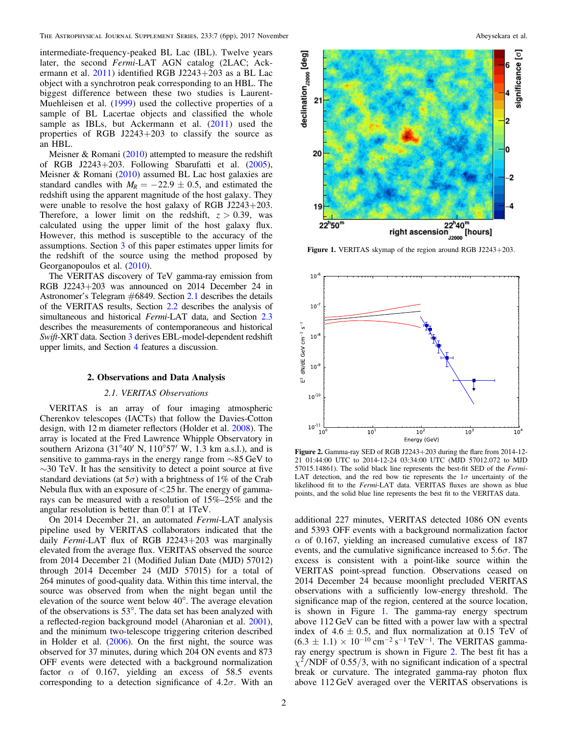intermediate-frequency-peaked BL Lac (IBL). Twelve years later, the second *Fermi*-LAT AGN catalog (2LAC; Ackermann et al. 2011) identified RGB J2243+203 as a BL Lac object with a synchrotron peak corresponding to an HBL. The biggest difference between these two studies is Laurent-Muehleisen et al. (1999) used the collective properties of a sample of BL Lacertae objects and classified the whole sample as IBLs, but Ackermann et al. (2011) used the properties of RGB J2243+203 to classify the source as an HBL.

Meisner & Romani (2010) attempted to measure the redshift of RGB J2243+203. Following Sbarufatti et al. (2005), Meisner & Romani (2010) assumed BL Lac host galaxies are standard candles with $M_R = -22.9 \pm 0.5$, and estimated the redshift using the apparent magnitude of the host galaxy. They were unable to resolve the host galaxy of RGB J2243+203. Therefore, a lower limit on the redshift, $z > 0.39$, was calculated using the upper limit of the host galaxy flux. However, this method is susceptible to the accuracy of the assumptions. Section 3 of this paper estimates upper limits for the redshift of the source using the method proposed by Georganopoulos et al. (2010).

The VERITAS discovery of TeV gamma-ray emission from RGB J2243+203 was announced on 2014 December 24 in Astronomer's Telegram #6849. Section 2.1 describes the details of the VERITAS results, Section 2.2 describes the analysis of simultaneous and historical *Fermi*-LAT data, and Section 2.3 describes the measurements of contemporaneous and historical *Swift*-XRT data. Section 3 derives EBL-model-dependent redshift upper limits, and Section 4 features a discussion.

## 2. Observations and Data Analysis

### 2.1. VERITAS Observations

VERITAS is an array of four imaging atmospheric Cherenkov telescopes (IACTs) that follow the Davies-Cotton design, with 12 m diameter reflectors (Holder et al. 2008). The array is located at the Fred Lawrence Whipple Observatory in southern Arizona (31°40′ N, 110°57′ W, 1.3 km a.s.l.), and is sensitive to gamma-rays in the energy range from ~85 GeV to ~30 TeV. It has the sensitivity to detect a point source at five standard deviations (at $5\sigma$) with a brightness of 1% of the Crab Nebula flux with an exposure of <25 hr. The energy of gamma-rays can be measured with a resolution of 15%–25% and the angular resolution is better than 0°.1 at 1TeV.

On 2014 December 21, an automated *Fermi*-LAT analysis pipeline used by VERITAS collaborators indicated that the daily *Fermi*-LAT flux of RGB J2243+203 was marginally elevated from the average flux. VERITAS observed the source from 2014 December 21 (Modified Julian Date (MJD) 57012) through 2014 December 24 (MJD 57015) for a total of 264 minutes of good-quality data. Within this time interval, the source was observed from the night began until the elevation of the source went below 40°. The average elevation of the observations is 53°. The data set has been analyzed with a reflected-region background model (Aharonian et al. 2001), and the minimum two-telescope triggering criterion described in Holder et al. (2006). On the first night, the source was observed for 37 minutes, during which 204 ON events and 873 OFF events were detected with a background normalization factor $\alpha$ of 0.167, yielding an excess of 58.5 events corresponding to a detection significance of $4.2\sigma$. With an additional 227 minutes, VERITAS detected 1086 ON events and 5393 OFF events with a background normalization factor $\alpha$ of 0.167, yielding an increased cumulative excess of 187 events, and the cumulative significance increased to $5.6\sigma$. The excess is consistent with a point-like source within the VERITAS point-spread function. Observations ceased on 2014 December 24 because moonlight precluded VERITAS observations with a sufficiently low-energy threshold. The significance map of the region, centered at the source location, is shown in Figure 1. The gamma-ray energy spectrum above 112 GeV can be fitted with a power law with a spectral index of $4.6 \pm 0.5$, and flux normalization at 0.15 TeV of $(6.3 \pm 1.1) \times 10^{-10}$ cm$^{-2}$ s$^{-1}$ TeV$^{-1}$. The VERITAS gamma-ray energy spectrum is shown in Figure 2. The best fit has a $\chi^2$/NDF of 0.55/3, with no significant indication of a spectral break or curvature. The integrated gamma-ray photon flux above 112 GeV averaged over the VERITAS observations is

**Figure 1.** VERITAS skymap of the region around RGB J2243+203.

**Figure 2.** Gamma-ray SED of RGB J2243+203 during the flare from 2014-12-21 01:44:00 UTC to 2014-12-24 03:34:00 UTC (MJD 57012.072 to MJD 57015.14861). The solid black line represents the best-fit SED of the *Fermi*-LAT detection, and the red bow tie represents the $1\sigma$ uncertainty of the likelihood fit to the *Fermi*-LAT data. VERITAS fluxes are shown as blue points, and the solid blue line represents the best fit to the VERITAS data.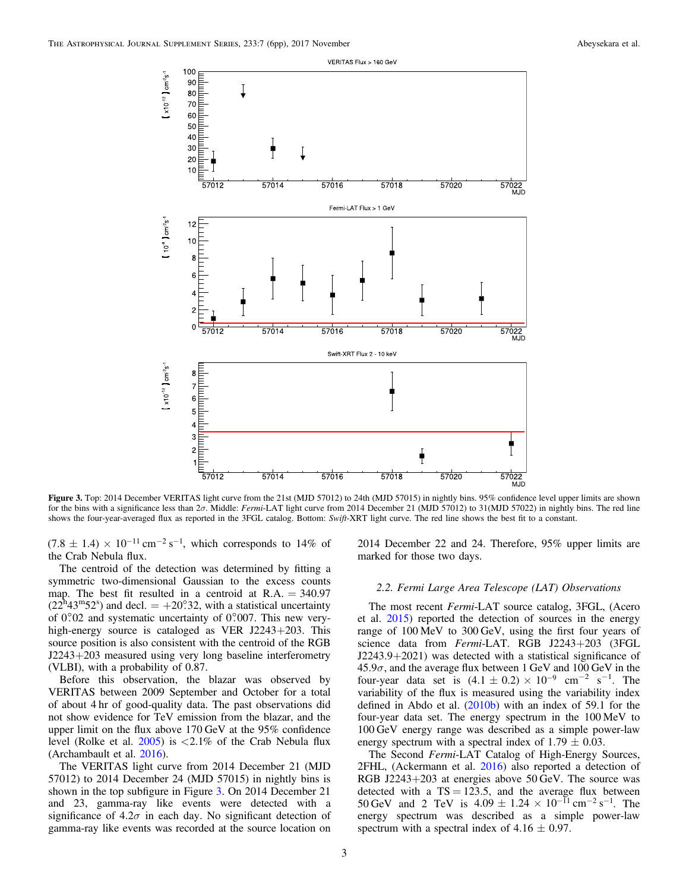Figure 3. Top: 2014 December VERITAS light curve from the 21st (MJD 57012) to 24th (MJD 57015) in nightly bins. 95% confidence level upper limits are shown for the bins with a significance less than $2\sigma$. Middle: *Fermi*-LAT light curve from 2014 December 21 (MJD 57012) to 31(MJD 57022) in nightly bins. The red line shows the four-year-averaged flux as reported in the 3FGL catalog. Bottom: *Swift*-XRT light curve. The red line shows the best fit to a constant.

$(7.8 \pm 1.4) \times 10^{-11}\ \mathrm{cm^{-2}\ s^{-1}}$, which corresponds to 14% of the Crab Nebula flux.

The centroid of the detection was determined by fitting a symmetric two-dimensional Gaussian to the excess counts map. The best fit resulted in a centroid at R.A. = 340.97 ($22^{\mathrm{h}}43^{\mathrm{m}}52^{\mathrm{s}}$) and decl. = $+20\overset{\circ}{.}32$, with a statistical uncertainty of $0\overset{\circ}{.}02$ and systematic uncertainty of $0\overset{\circ}{.}007$. This new very-high-energy source is cataloged as VER J2243+203. This source position is also consistent with the centroid of the RGB J2243+203 measured using very long baseline interferometry (VLBI), with a probability of 0.87.

Before this observation, the blazar was observed by VERITAS between 2009 September and October for a total of about 4 hr of good-quality data. The past observations did not show evidence for TeV emission from the blazar, and the upper limit on the flux above 170 GeV at the 95% confidence level (Rolke et al. 2005) is <2.1% of the Crab Nebula flux (Archambault et al. 2016).

The VERITAS light curve from 2014 December 21 (MJD 57012) to 2014 December 24 (MJD 57015) in nightly bins is shown in the top subfigure in Figure 3. On 2014 December 21 and 23, gamma-ray like events were detected with a significance of $4.2\sigma$ in each day. No significant detection of gamma-ray like events was recorded at the source location on 2014 December 22 and 24. Therefore, 95% upper limits are marked for those two days.

### 2.2. Fermi Large Area Telescope (LAT) Observations

The most recent *Fermi*-LAT source catalog, 3FGL, (Acero et al. 2015) reported the detection of sources in the energy range of 100 MeV to 300 GeV, using the first four years of science data from *Fermi*-LAT. RGB J2243+203 (3FGL J2243.9+2021) was detected with a statistical significance of $45.9\sigma$, and the average flux between 1 GeV and 100 GeV in the four-year data set is $(4.1 \pm 0.2) \times 10^{-9}\ \mathrm{cm^{-2}\ s^{-1}}$. The variability of the flux is measured using the variability index defined in Abdo et al. (2010b) with an index of 59.1 for the four-year data set. The energy spectrum in the 100 MeV to 100 GeV energy range was described as a simple power-law energy spectrum with a spectral index of $1.79 \pm 0.03$.

The Second *Fermi*-LAT Catalog of High-Energy Sources, 2FHL, (Ackermann et al. 2016) also reported a detection of RGB J2243+203 at energies above 50 GeV. The source was detected with a TS = 123.5, and the average flux between 50 GeV and 2 TeV is $4.09 \pm 1.24 \times 10^{-11}\ \mathrm{cm^{-2}\ s^{-1}}$. The energy spectrum was described as a simple power-law spectrum with a spectral index of $4.16 \pm 0.97$.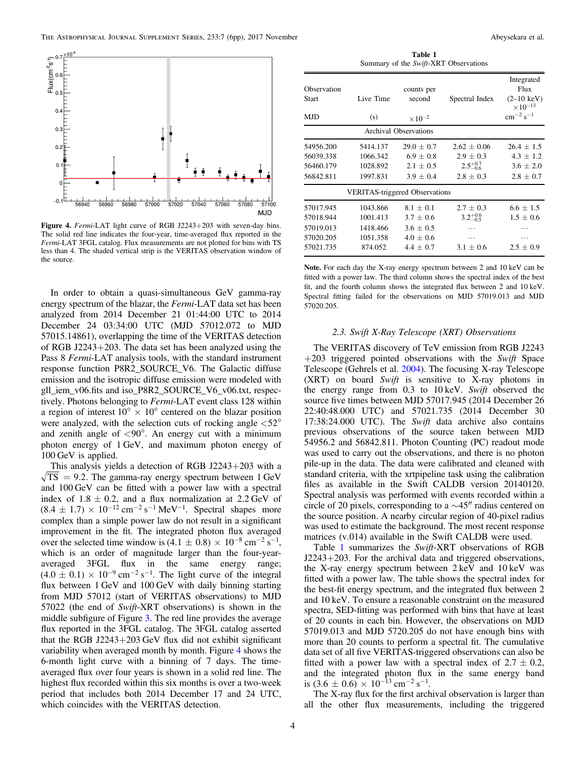Figure 4. *Fermi*-LAT light curve of RGB J2243+203 with seven-day bins. The solid red line indicates the four-year, time-averaged flux reported in the *Fermi*-LAT 3FGL catalog. Flux measurements are not plotted for bins with TS less than 4. The shaded vertical strip is the VERITAS observation window of the source.

In order to obtain a quasi-simultaneous GeV gamma-ray energy spectrum of the blazar, the *Fermi*-LAT data set has been analyzed from 2014 December 21 01:44:00 UTC to 2014 December 24 03:34:00 UTC (MJD 57012.072 to MJD 57015.14861), overlapping the time of the VERITAS detection of RGB J2243+203. The data set has been analyzed using the Pass 8 *Fermi*-LAT analysis tools, with the standard instrument response function P8R2_SOURCE_V6. The Galactic diffuse emission and the isotropic diffuse emission were modeled with gll_iem_v06.fits and iso_P8R2_SOURCE_V6_v06.txt, respectively. Photons belonging to *Fermi*-LAT event class 128 within a region of interest $10^\circ \times 10^\circ$ centered on the blazar position were analyzed, with the selection cuts of rocking angle $<52^\circ$ and zenith angle of $<90^\circ$. An energy cut with a minimum photon energy of 1 GeV, and maximum photon energy of 100 GeV is applied.

This analysis yields a detection of RGB J2243+203 with a $\sqrt{\mathrm{TS}} = 9.2$. The gamma-ray energy spectrum between 1 GeV and 100 GeV can be fitted with a power law with a spectral index of $1.8 \pm 0.2$, and a flux normalization at 2.2 GeV of $(8.4 \pm 1.7) \times 10^{-12}\ \mathrm{cm^{-2}\ s^{-1}\ MeV^{-1}}$. Spectral shapes more complex than a simple power law do not result in a significant improvement in the fit. The integrated photon flux averaged over the selected time window is $(4.1 \pm 0.8) \times 10^{-8}\ \mathrm{cm^{-2}\ s^{-1}}$, which is an order of magnitude larger than the four-year-averaged 3FGL flux in the same energy range; $(4.0 \pm 0.1) \times 10^{-9}\ \mathrm{cm^{-2}\ s^{-1}}$. The light curve of the integral flux between 1 GeV and 100 GeV with daily binning starting from MJD 57012 (start of VERITAS observations) to MJD 57022 (the end of *Swift*-XRT observations) is shown in the middle subfigure of Figure 3. The red line provides the average flux reported in the 3FGL catalog. The 3FGL catalog asserted that the RGB J2243+203 GeV flux did not exhibit significant variability when averaged month by month. Figure 4 shows the 6-month light curve with a binning of 7 days. The time-averaged flux over four years is shown in a solid red line. The highest flux recorded within this six months is over a two-week period that includes both 2014 December 17 and 24 UTC, which coincides with the VERITAS detection.

**Table 1**
Summary of the *Swift*-XRT Observations

| Observation Start MJD | Live Time (s) | counts per second $\times 10^{-2}$ | Spectral Index | Integrated Flux (2–10 keV) $\times 10^{-13}$ $\mathrm{cm^{-2}\ s^{-1}}$ |
|---|---|---|---|---|
| Archival Observations | | | | |
| 54956.200 | 5414.137 | $29.0 \pm 0.7$ | $2.62 \pm 0.06$ | $26.4 \pm 1.5$ |
| 56039.338 | 1066.342 | $6.9 \pm 0.8$ | $2.9 \pm 0.3$ | $4.3 \pm 1.2$ |
| 56460.179 | 1028.892 | $2.1 \pm 0.5$ | $2.5^{+0.7}_{-0.6}$ | $3.6 \pm 2.0$ |
| 56842.811 | 1997.831 | $3.9 \pm 0.4$ | $2.8 \pm 0.3$ | $2.8 \pm 0.7$ |
| VERITAS-triggered Observations | | | | |
| 57017.945 | 1043.866 | $8.1 \pm 0.1$ | $2.7 \pm 0.3$ | $6.6 \pm 1.5$ |
| 57018.944 | 1001.413 | $3.7 \pm 0.6$ | $3.2^{+0.6}_{-0.5}$ | $1.5 \pm 0.6$ |
| 57019.013 | 1418.466 | $3.6 \pm 0.5$ | … | … |
| 57020.205 | 1051.358 | $4.0 \pm 0.6$ | … | … |
| 57021.735 | 874.052 | $4.4 \pm 0.7$ | $3.1 \pm 0.6$ | $2.5 \pm 0.9$ |

**Note.** For each day the X-ray energy spectrum between 2 and 10 keV can be fitted with a power law. The third column shows the spectral index of the best fit, and the fourth column shows the integrated flux between 2 and 10 keV. Spectral fitting failed for the observations on MJD 57019.013 and MJD 57020.205.

### 2.3. *Swift* X-Ray Telescope (XRT) Observations

The VERITAS discovery of TeV emission from RGB J2243+203 triggered pointed observations with the *Swift* Space Telescope (Gehrels et al. 2004). The focusing X-ray Telescope (XRT) on board *Swift* is sensitive to X-ray photons in the energy range from 0.3 to 10 keV. *Swift* observed the source five times between MJD 57017.945 (2014 December 26 22:40:48.000 UTC) and 57021.735 (2014 December 30 17:38:24.000 UTC). The *Swift* data archive also contains previous observations of the source taken between MJD 54956.2 and 56842.811. Photon Counting (PC) readout mode was used to carry out the observations, and there is no photon pile-up in the data. The data were calibrated and cleaned with standard criteria, with the xrtpipeline task using the calibration files as available in the Swift CALDB version 20140120. Spectral analysis was performed with events recorded within a circle of 20 pixels, corresponding to a $\sim 45''$ radius centered on the source position. A nearby circular region of 40-pixel radius was used to estimate the background. The most recent response matrices (v.014) available in the Swift CALDB were used.

Table 1 summarizes the *Swift*-XRT observations of RGB J2243+203. For the archival data and triggered observations, the X-ray energy spectrum between 2 keV and 10 keV was fitted with a power law. The table shows the spectral index for the best-fit energy spectrum, and the integrated flux between 2 and 10 keV. To ensure a reasonable constraint on the measured spectra, SED-fitting was performed with bins that have at least of 20 counts in each bin. However, the observations on MJD 57019.013 and MJD 5720.205 do not have enough bins with more than 20 counts to perform a spectral fit. The cumulative data set of all five VERITAS-triggered observations can also be fitted with a power law with a spectral index of $2.7 \pm 0.2$, and the integrated photon flux in the same energy band is $(3.6 \pm 0.6) \times 10^{-13}\ \mathrm{cm^{-2}\ s^{-1}}$.

The X-ray flux for the first archival observation is larger than all the other flux measurements, including the triggered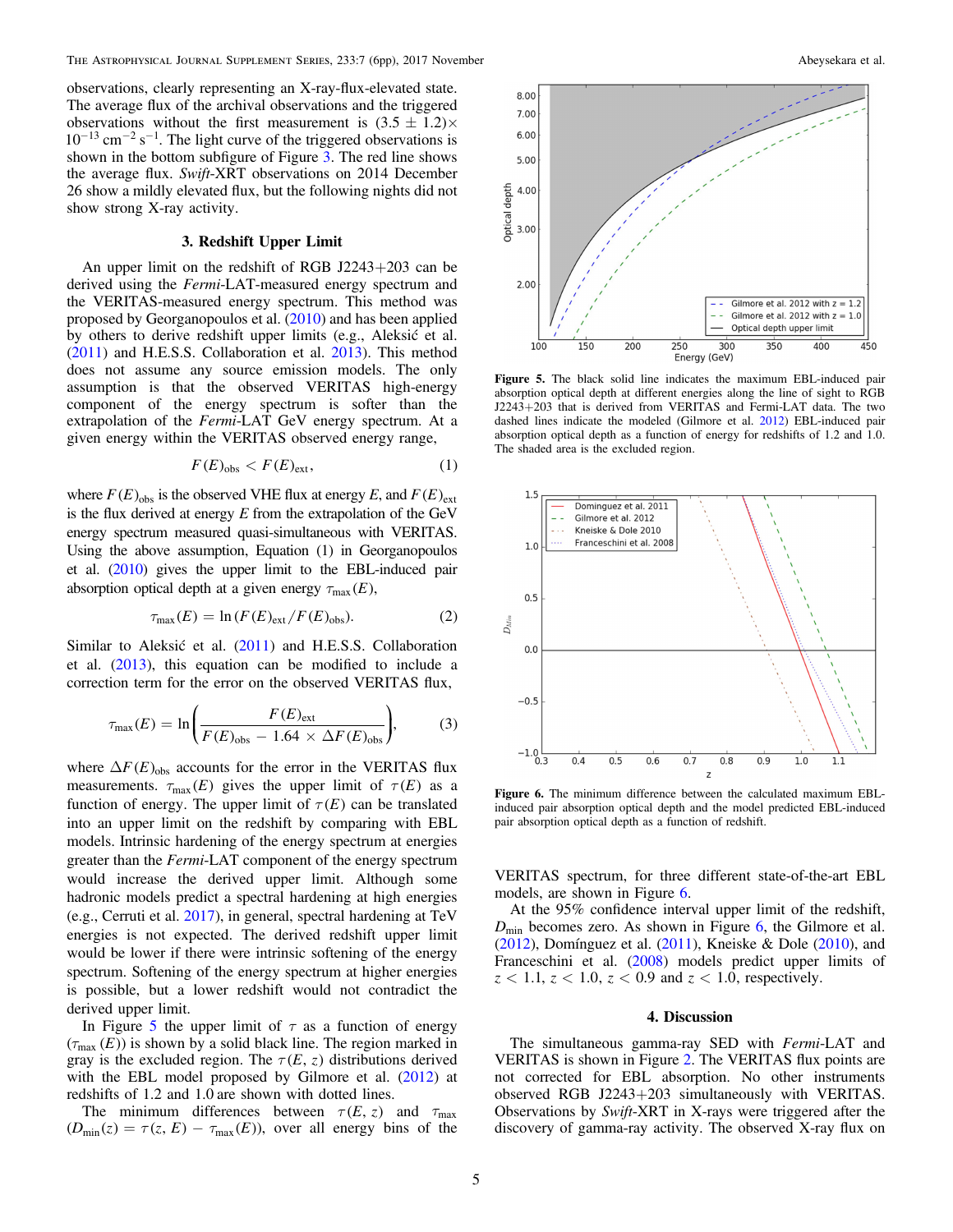observations, clearly representing an X-ray-flux-elevated state. The average flux of the archival observations and the triggered observations without the first measurement is $(3.5 \pm 1.2) \times 10^{-13}$ cm$^{-2}$ s$^{-1}$. The light curve of the triggered observations is shown in the bottom subfigure of Figure 3. The red line shows the average flux. *Swift*-XRT observations on 2014 December 26 show a mildly elevated flux, but the following nights did not show strong X-ray activity.

## 3. Redshift Upper Limit

An upper limit on the redshift of RGB J2243+203 can be derived using the *Fermi*-LAT-measured energy spectrum and the VERITAS-measured energy spectrum. This method was proposed by Georganopoulos et al. (2010) and has been applied by others to derive redshift upper limits (e.g., Aleksić et al. (2011) and H.E.S.S. Collaboration et al. 2013). This method does not assume any source emission models. The only assumption is that the observed VERITAS high-energy component of the energy spectrum is softer than the extrapolation of the *Fermi*-LAT GeV energy spectrum. At a given energy within the VERITAS observed energy range,

$$F(E)_{\text{obs}} < F(E)_{\text{ext}}, \tag{1}$$

where $F(E)_{\text{obs}}$ is the observed VHE flux at energy $E$, and $F(E)_{\text{ext}}$ is the flux derived at energy $E$ from the extrapolation of the GeV energy spectrum measured quasi-simultaneous with VERITAS. Using the above assumption, Equation (1) in Georganopoulos et al. (2010) gives the upper limit to the EBL-induced pair absorption optical depth at a given energy $\tau_{\max}(E)$,

$$\tau_{\max}(E) = \ln(F(E)_{\text{ext}}/F(E)_{\text{obs}}). \tag{2}$$

Similar to Aleksić et al. (2011) and H.E.S.S. Collaboration et al. (2013), this equation can be modified to include a correction term for the error on the observed VERITAS flux,

$$\tau_{\max}(E) = \ln\left(\frac{F(E)_{\text{ext}}}{F(E)_{\text{obs}} - 1.64 \times \Delta F(E)_{\text{obs}}}\right), \tag{3}$$

where $\Delta F(E)_{\text{obs}}$ accounts for the error in the VERITAS flux measurements. $\tau_{\max}(E)$ gives the upper limit of $\tau(E)$ as a function of energy. The upper limit of $\tau(E)$ can be translated into an upper limit on the redshift by comparing with EBL models. Intrinsic hardening of the energy spectrum at energies greater than the *Fermi*-LAT component of the energy spectrum would increase the derived upper limit. Although some hadronic models predict a spectral hardening at high energies (e.g., Cerruti et al. 2017), in general, spectral hardening at TeV energies is not expected. The derived redshift upper limit would be lower if there were intrinsic softening of the energy spectrum. Softening of the energy spectrum at higher energies is possible, but a lower redshift would not contradict the derived upper limit.

In Figure 5 the upper limit of $\tau$ as a function of energy ($\tau_{\max}(E)$) is shown by a solid black line. The region marked in gray is the excluded region. The $\tau(E, z)$ distributions derived with the EBL model proposed by Gilmore et al. (2012) at redshifts of 1.2 and 1.0 are shown with dotted lines.

The minimum differences between $\tau(E, z)$ and $\tau_{\max}$ ($D_{\min}(z) = \tau(z, E) - \tau_{\max}(E)$), over all energy bins of the VERITAS spectrum, for three different state-of-the-art EBL models, are shown in Figure 6.

**Figure 5.** The black solid line indicates the maximum EBL-induced pair absorption optical depth at different energies along the line of sight to RGB J2243+203 that is derived from VERITAS and Fermi-LAT data. The two dashed lines indicate the modeled (Gilmore et al. 2012) EBL-induced pair absorption optical depth as a function of energy for redshifts of 1.2 and 1.0. The shaded area is the excluded region.

**Figure 6.** The minimum difference between the calculated maximum EBL-induced pair absorption optical depth and the model predicted EBL-induced pair absorption optical depth as a function of redshift.

At the 95% confidence interval upper limit of the redshift, $D_{\min}$ becomes zero. As shown in Figure 6, the Gilmore et al. (2012), Domínguez et al. (2011), Kneiske & Dole (2010), and Franceschini et al. (2008) models predict upper limits of $z < 1.1$, $z < 1.0$, $z < 0.9$ and $z < 1.0$, respectively.

## 4. Discussion

The simultaneous gamma-ray SED with *Fermi*-LAT and VERITAS is shown in Figure 2. The VERITAS flux points are not corrected for EBL absorption. No other instruments observed RGB J2243+203 simultaneously with VERITAS. Observations by *Swift*-XRT in X-rays were triggered after the discovery of gamma-ray activity. The observed X-ray flux on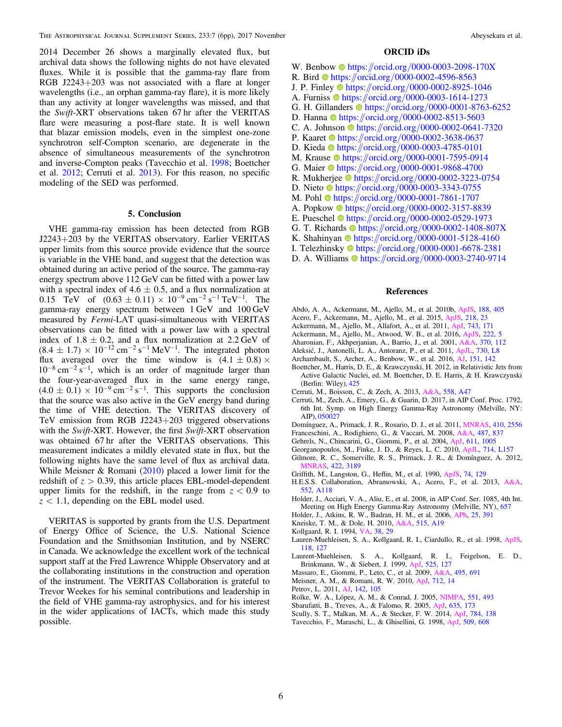2014 December 26 shows a marginally elevated flux, but archival data shows the following nights do not have elevated fluxes. While it is possible that the gamma-ray flare from RGB J2243+203 was not associated with a flare at longer wavelengths (i.e., an orphan gamma-ray flare), it is more likely than any activity at longer wavelengths was missed, and that the *Swift*-XRT observations taken 67 hr after the VERITAS flare were measuring a post-flare state. It is well known that blazar emission models, even in the simplest one-zone synchrotron self-Compton scenario, are degenerate in the absence of simultaneous measurements of the synchrotron and inverse-Compton peaks (Tavecchio et al. 1998; Boettcher et al. 2012; Cerruti et al. 2013). For this reason, no specific modeling of the SED was performed.

## 5. Conclusion

VHE gamma-ray emission has been detected from RGB J2243+203 by the VERITAS observatory. Earlier VERITAS upper limits from this source provide evidence that the source is variable in the VHE band, and suggest that the detection was obtained during an active period of the source. The gamma-ray energy spectrum above 112 GeV can be fitted with a power law with a spectral index of $4.6 \pm 0.5$, and a flux normalization at 0.15 TeV of $(0.63 \pm 0.11) \times 10^{-9}\ \mathrm{cm^{-2}\ s^{-1}\ TeV^{-1}}$. The gamma-ray energy spectrum between 1 GeV and 100 GeV measured by *Fermi*-LAT quasi-simultaneous with VERITAS observations can be fitted with a power law with a spectral index of $1.8 \pm 0.2$, and a flux normalization at 2.2 GeV of $(8.4 \pm 1.7) \times 10^{-12}\ \mathrm{cm^{-2}\ s^{-1}\ MeV^{-1}}$. The integrated photon flux averaged over the time window is $(4.1 \pm 0.8) \times 10^{-8}\ \mathrm{cm^{-2}\ s^{-1}}$, which is an order of magnitude larger than the four-year-averaged flux in the same energy range, $(4.0 \pm 0.1) \times 10^{-9}\ \mathrm{cm^{-2}\ s^{-1}}$. This supports the conclusion that the source was also active in the GeV energy band during the time of VHE detection. The VERITAS discovery of TeV emission from RGB J2243+203 triggered observations with the *Swift*-XRT. However, the first *Swift*-XRT observation was obtained 67 hr after the VERITAS observations. This measurement indicates a mildly elevated state in flux, but the following nights have the same level of flux as archival data. While Meisner & Romani (2010) placed a lower limit for the redshift of $z > 0.39$, this article places EBL-model-dependent upper limits for the redshift, in the range from $z < 0.9$ to $z < 1.1$, depending on the EBL model used.

VERITAS is supported by grants from the U.S. Department of Energy Office of Science, the U.S. National Science Foundation and the Smithsonian Institution, and by NSERC in Canada. We acknowledge the excellent work of the technical support staff at the Fred Lawrence Whipple Observatory and at the collaborating institutions in the construction and operation of the instrument. The VERITAS Collaboration is grateful to Trevor Weekes for his seminal contributions and leadership in the field of VHE gamma-ray astrophysics, and for his interest in the wider applications of IACTs, which made this study possible.

## ORCID iDs

W. Benbow https://orcid.org/0000-0003-2098-170X
R. Bird https://orcid.org/0000-0002-4596-8563
J. P. Finley https://orcid.org/0000-0002-8925-1046
A. Furniss https://orcid.org/0000-0003-1614-1273
G. H. Gillanders https://orcid.org/0000-0001-8763-6252
D. Hanna https://orcid.org/0000-0002-8513-5603
C. A. Johnson https://orcid.org/0000-0002-0641-7320
P. Kaaret https://orcid.org/0000-0002-3638-0637
D. Kieda https://orcid.org/0000-0003-4785-0101
M. Krause https://orcid.org/0000-0001-7595-0914
G. Maier https://orcid.org/0000-0001-9868-4700
R. Mukherjee https://orcid.org/0000-0002-3223-0754
D. Nieto https://orcid.org/0000-0003-3343-0755
M. Pohl https://orcid.org/0000-0001-7861-1707
A. Popkow https://orcid.org/0000-0002-3157-8839
E. Pueschel https://orcid.org/0000-0002-0529-1973
G. T. Richards https://orcid.org/0000-0002-1408-807X
K. Shahinyan https://orcid.org/0000-0001-5128-4160
I. Telezhinsky https://orcid.org/0000-0001-6678-2381
D. A. Williams https://orcid.org/0000-0003-2740-9714

## References

Abdo, A. A., Ackermann, M., Ajello, M., et al. 2010b, ApJS, 188, 405
Acero, F., Ackermann, M., Ajello, M., et al. 2015, ApJS, 218, 23
Ackermann, M., Ajello, M., Allafort, A., et al. 2011, ApJ, 743, 171
Ackermann, M., Ajello, M., Atwood, W. B., et al. 2016, ApJS, 222, 5
Aharonian, F., Akhperjanian, A., Barrio, J., et al. 2001, A&A, 370, 112
Aleksić, J., Antonelli, L. A., Antoranz, P., et al. 2011, ApJL, 730, L8
Archambault, S., Archer, A., Benbow, W., et al. 2016, AJ, 151, 142
Boettcher, M., Harris, D. E., & Krawczynski, H. 2012, in Relativistic Jets from Active Galactic Nuclei, ed. M. Boettcher, D. E. Harris, & H. Krawczynski (Berlin: Wiley), 425
Cerruti, M., Boisson, C., & Zech, A. 2013, A&A, 558, A47
Cerruti, M., Zech, A., Emery, G., & Guarin, D. 2017, in AIP Conf. Proc. 1792, 6th Int. Symp. on High Energy Gamma-Ray Astronomy (Melville, NY: AIP), 050027
Domínguez, A., Primack, J. R., Rosario, D. J., et al. 2011, MNRAS, 410, 2556
Franceschini, A., Rodighiero, G., & Vaccari, M. 2008, A&A, 487, 837
Gehrels, N., Chincarini, G., Giommi, P., et al. 2004, ApJ, 611, 1005
Georganopoulos, M., Finke, J. D., & Reyes, L. C. 2010, ApJL, 714, L157
Gilmore, R. C., Somerville, R. S., Primack, J. R., & Domínguez, A. 2012, MNRAS, 422, 3189
Griffith, M., Langston, G., Heflin, M., et al. 1990, ApJS, 74, 129
H.E.S.S. Collaboration, Abramowski, A., Acero, F., et al. 2013, A&A, 552, A118
Holder, J., Acciari, V. A., Aliu, E., et al. 2008, in AIP Conf. Ser. 1085, 4th Int. Meeting on High Energy Gamma-Ray Astronomy (Melville, NY), 657
Holder, J., Atkins, R. W., Badran, H. M., et al. 2006, APh, 25, 391
Kneiske, T. M., & Dole, H. 2010, A&A, 515, A19
Kollgaard, R. I. 1994, VA, 38, 29
Lauren-Muehleisen, S. A., Kollgaard, R. I., Ciardullo, R., et al. 1998, ApJS, 118, 127
Laurent-Muehleisen, S. A., Kollgaard, R. I., Feigelson, E. D., Brinkmann, W., & Siebert, J. 1999, ApJ, 525, 127
Massaro, E., Giommi, P., Leto, C., et al. 2009, A&A, 495, 691
Meisner, A. M., & Romani, R. W. 2010, ApJ, 712, 14
Petrov, L. 2011, AJ, 142, 105
Rolke, W. A., López, A. M., & Conrad, J. 2005, NIMPA, 551, 493
Sbarufatti, B., Treves, A., & Falomo, R. 2005, ApJ, 635, 173
Scully, S. T., Malkan, M. A., & Stecker, F. W. 2014, ApJ, 784, 138
Tavecchio, F., Maraschi, L., & Ghisellini, G. 1998, ApJ, 509, 608